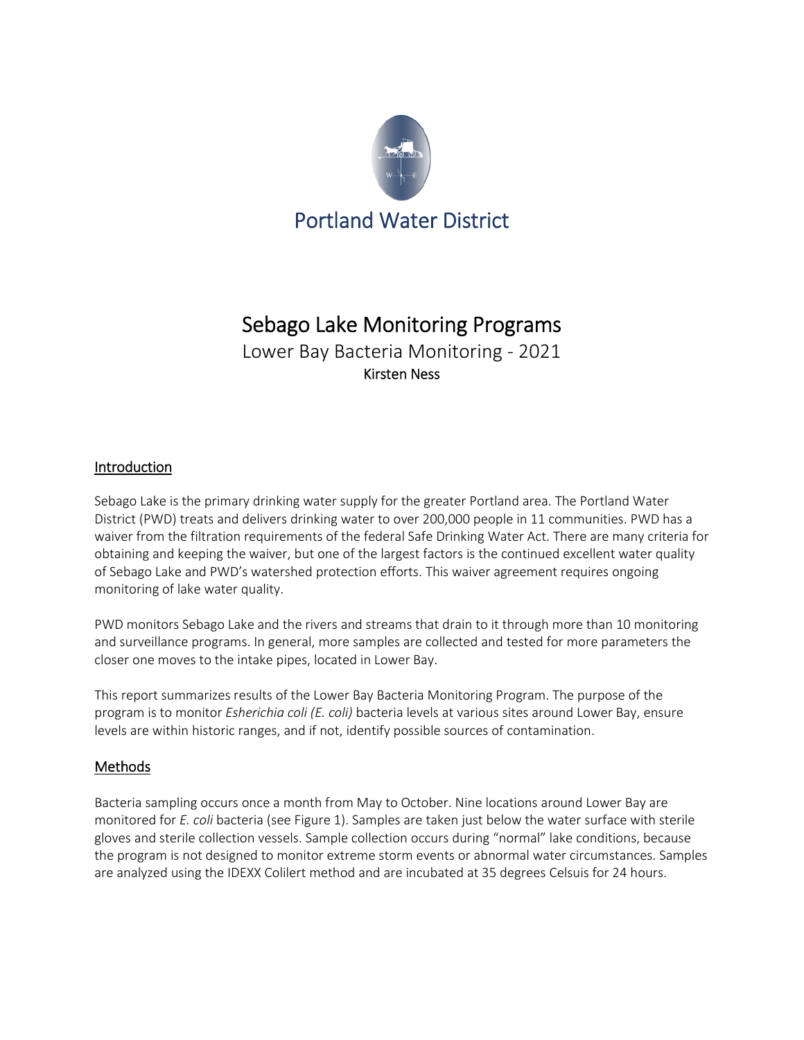Portland Water District

# Sebago Lake Monitoring Programs

Lower Bay Bacteria Monitoring - 2021

**Kirsten Ness**

## Introduction

Sebago Lake is the primary drinking water supply for the greater Portland area. The Portland Water District (PWD) treats and delivers drinking water to over 200,000 people in 11 communities. PWD has a waiver from the filtration requirements of the federal Safe Drinking Water Act. There are many criteria for obtaining and keeping the waiver, but one of the largest factors is the continued excellent water quality of Sebago Lake and PWD's watershed protection efforts. This waiver agreement requires ongoing monitoring of lake water quality.

PWD monitors Sebago Lake and the rivers and streams that drain to it through more than 10 monitoring and surveillance programs. In general, more samples are collected and tested for more parameters the closer one moves to the intake pipes, located in Lower Bay.

This report summarizes results of the Lower Bay Bacteria Monitoring Program. The purpose of the program is to monitor *Esherichia coli (E. coli)* bacteria levels at various sites around Lower Bay, ensure levels are within historic ranges, and if not, identify possible sources of contamination.

## Methods

Bacteria sampling occurs once a month from May to October. Nine locations around Lower Bay are monitored for *E. coli* bacteria (see Figure 1). Samples are taken just below the water surface with sterile gloves and sterile collection vessels. Sample collection occurs during "normal" lake conditions, because the program is not designed to monitor extreme storm events or abnormal water circumstances. Samples are analyzed using the IDEXX Colilert method and are incubated at 35 degrees Celsuis for 24 hours.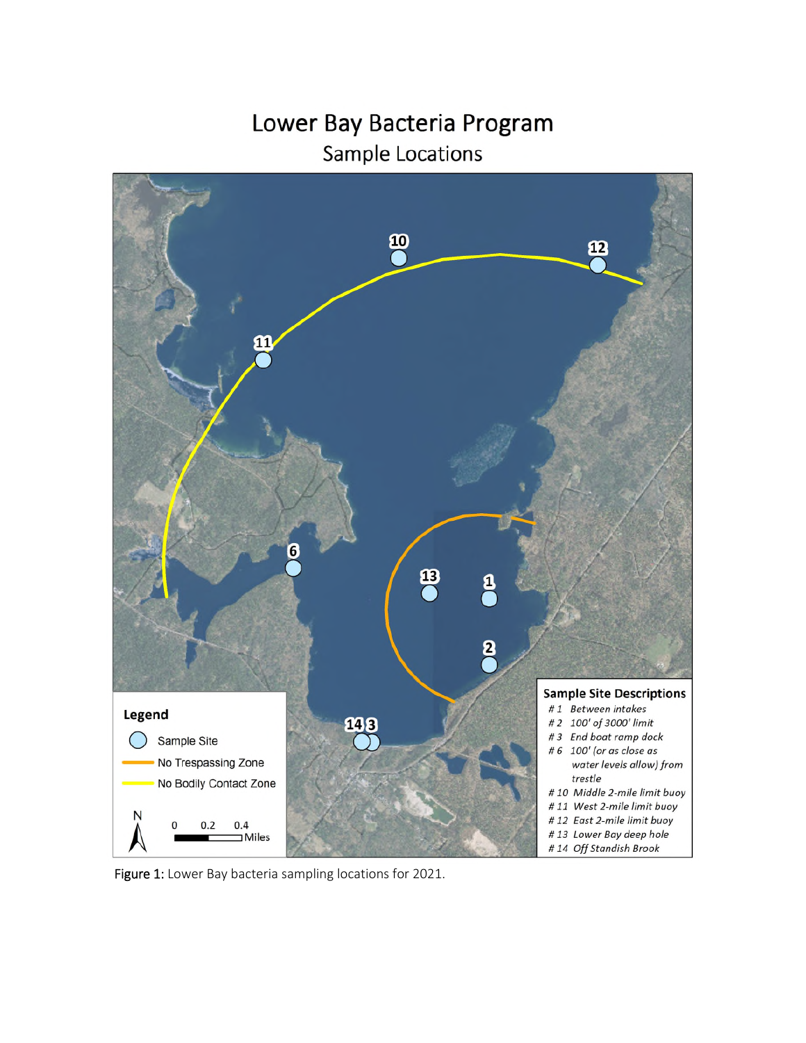# Lower Bay Bacteria Program

Sample Locations

Legend

- Sample Site
- No Trespassing Zone
- No Bodily Contact Zone

0 0.2 0.4 Miles

**Sample Site Descriptions**

- *# 1 Between intakes*
- *# 2 100' of 3000' limit*
- *# 3 End boat ramp dock*
- *# 6 100' (or as close as water levels allow) from trestle*
- *# 10 Middle 2-mile limit buoy*
- *# 11 West 2-mile limit buoy*
- *# 12 East 2-mile limit buoy*
- *# 13 Lower Bay deep hole*
- *# 14 Off Standish Brook*

**Figure 1:** Lower Bay bacteria sampling locations for 2021.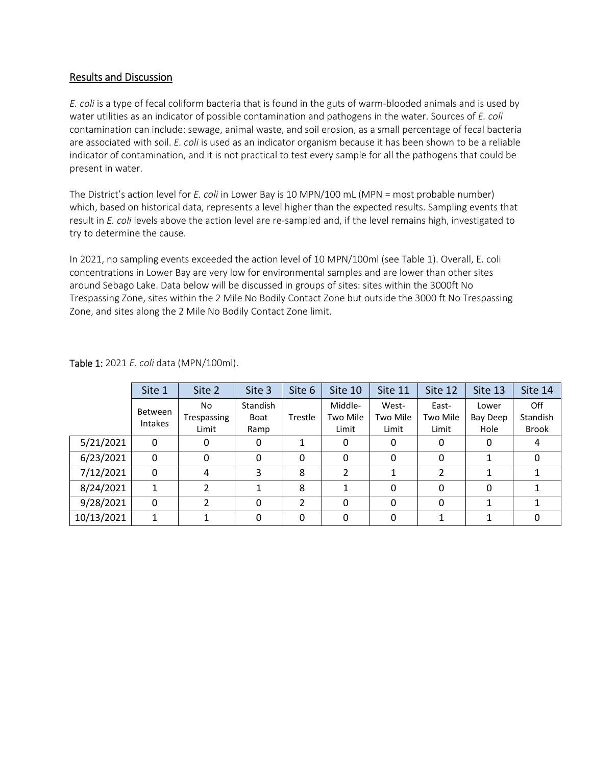## Results and Discussion

*E. coli* is a type of fecal coliform bacteria that is found in the guts of warm-blooded animals and is used by water utilities as an indicator of possible contamination and pathogens in the water. Sources of *E. coli* contamination can include: sewage, animal waste, and soil erosion, as a small percentage of fecal bacteria are associated with soil. *E. coli* is used as an indicator organism because it has been shown to be a reliable indicator of contamination, and it is not practical to test every sample for all the pathogens that could be present in water.

The District's action level for *E. coli* in Lower Bay is 10 MPN/100 mL (MPN = most probable number) which, based on historical data, represents a level higher than the expected results. Sampling events that result in *E. coli* levels above the action level are re-sampled and, if the level remains high, investigated to try to determine the cause.

In 2021, no sampling events exceeded the action level of 10 MPN/100ml (see Table 1). Overall, E. coli concentrations in Lower Bay are very low for environmental samples and are lower than other sites around Sebago Lake. Data below will be discussed in groups of sites: sites within the 3000ft No Trespassing Zone, sites within the 2 Mile No Bodily Contact Zone but outside the 3000 ft No Trespassing Zone, and sites along the 2 Mile No Bodily Contact Zone limit.

Table 1: 2021 *E. coli* data (MPN/100ml).

| | Site 1 | Site 2 | Site 3 | Site 6 | Site 10 | Site 11 | Site 12 | Site 13 | Site 14 |
|---|---|---|---|---|---|---|---|---|---|
| | Between Intakes | No Trespassing Limit | Standish Boat Ramp | Trestle | Middle-Two Mile Limit | West-Two Mile Limit | East-Two Mile Limit | Lower Bay Deep Hole | Off Standish Brook |
| 5/21/2021 | 0 | 0 | 0 | 1 | 0 | 0 | 0 | 0 | 4 |
| 6/23/2021 | 0 | 0 | 0 | 0 | 0 | 0 | 0 | 1 | 0 |
| 7/12/2021 | 0 | 4 | 3 | 8 | 2 | 1 | 2 | 1 | 1 |
| 8/24/2021 | 1 | 2 | 1 | 8 | 1 | 0 | 0 | 0 | 1 |
| 9/28/2021 | 0 | 2 | 0 | 2 | 0 | 0 | 0 | 1 | 1 |
| 10/13/2021 | 1 | 1 | 0 | 0 | 0 | 0 | 1 | 1 | 0 |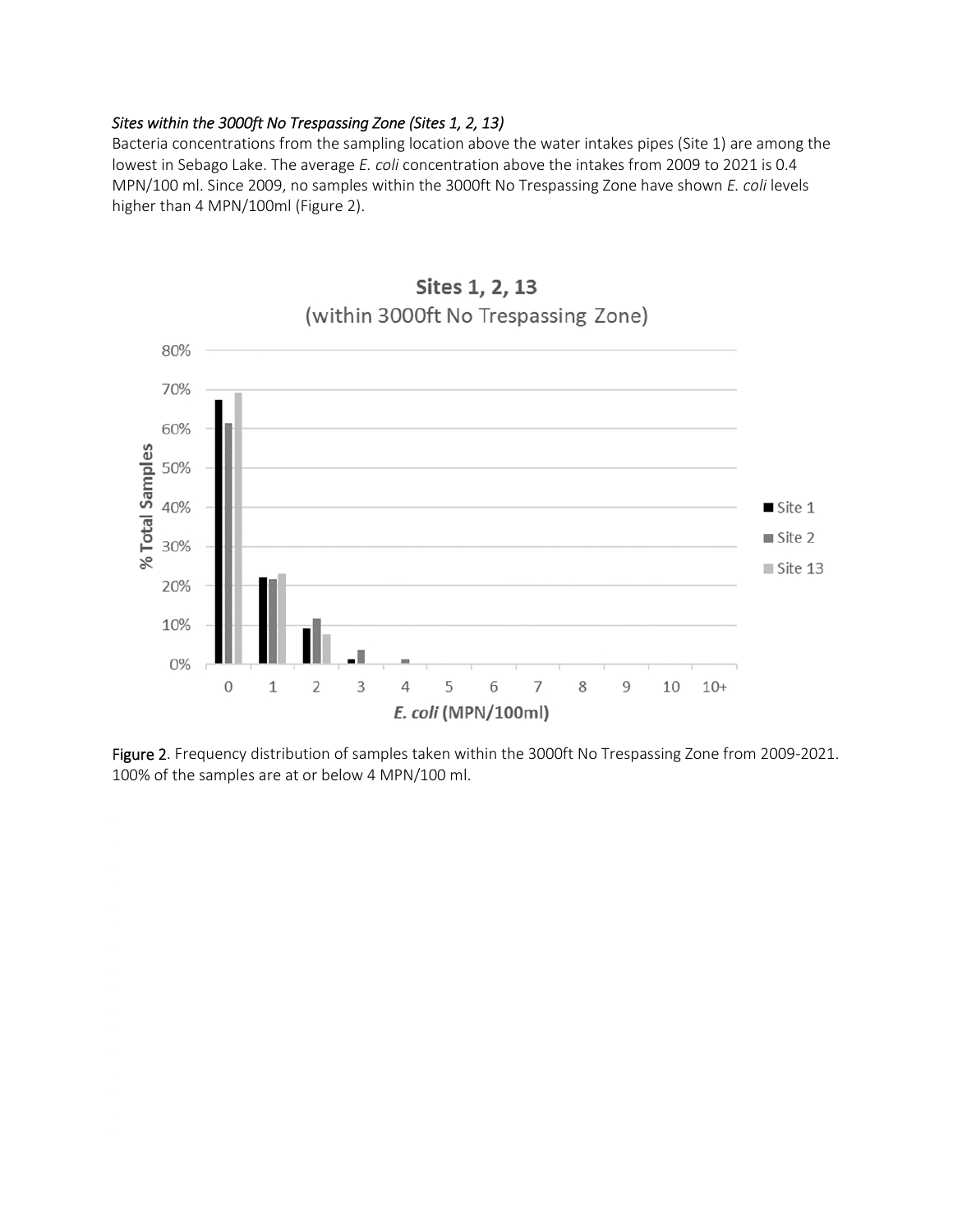*Sites within the 3000ft No Trespassing Zone (Sites 1, 2, 13)*

Bacteria concentrations from the sampling location above the water intakes pipes (Site 1) are among the lowest in Sebago Lake. The average *E. coli* concentration above the intakes from 2009 to 2021 is 0.4 MPN/100 ml. Since 2009, no samples within the 3000ft No Trespassing Zone have shown *E. coli* levels higher than 4 MPN/100ml (Figure 2).

Figure 2. Frequency distribution of samples taken within the 3000ft No Trespassing Zone from 2009-2021. 100% of the samples are at or below 4 MPN/100 ml.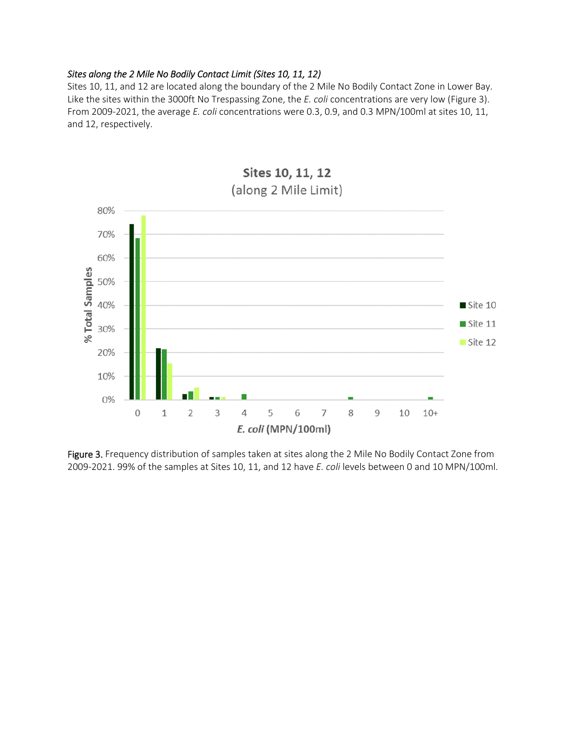*Sites along the 2 Mile No Bodily Contact Limit (Sites 10, 11, 12)*

Sites 10, 11, and 12 are located along the boundary of the 2 Mile No Bodily Contact Zone in Lower Bay. Like the sites within the 3000ft No Trespassing Zone, the *E. coli* concentrations are very low (Figure 3). From 2009-2021, the average *E. coli* concentrations were 0.3, 0.9, and 0.3 MPN/100ml at sites 10, 11, and 12, respectively.

Figure 3. Frequency distribution of samples taken at sites along the 2 Mile No Bodily Contact Zone from 2009-2021. 99% of the samples at Sites 10, 11, and 12 have *E. coli* levels between 0 and 10 MPN/100ml.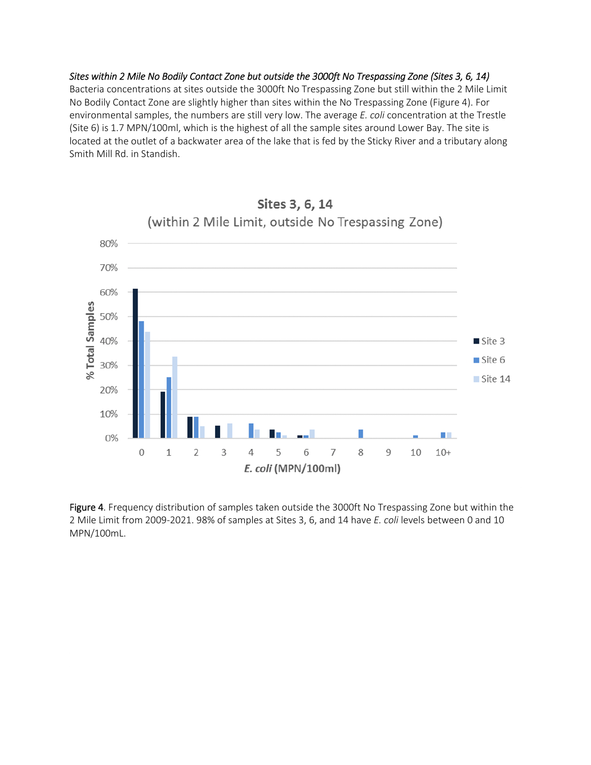*Sites within 2 Mile No Bodily Contact Zone but outside the 3000ft No Trespassing Zone (Sites 3, 6, 14)*

Bacteria concentrations at sites outside the 3000ft No Trespassing Zone but still within the 2 Mile Limit No Bodily Contact Zone are slightly higher than sites within the No Trespassing Zone (Figure 4). For environmental samples, the numbers are still very low. The average *E. coli* concentration at the Trestle (Site 6) is 1.7 MPN/100ml, which is the highest of all the sample sites around Lower Bay. The site is located at the outlet of a backwater area of the lake that is fed by the Sticky River and a tributary along Smith Mill Rd. in Standish.

Figure 4. Frequency distribution of samples taken outside the 3000ft No Trespassing Zone but within the 2 Mile Limit from 2009-2021. 98% of samples at Sites 3, 6, and 14 have *E. coli* levels between 0 and 10 MPN/100mL.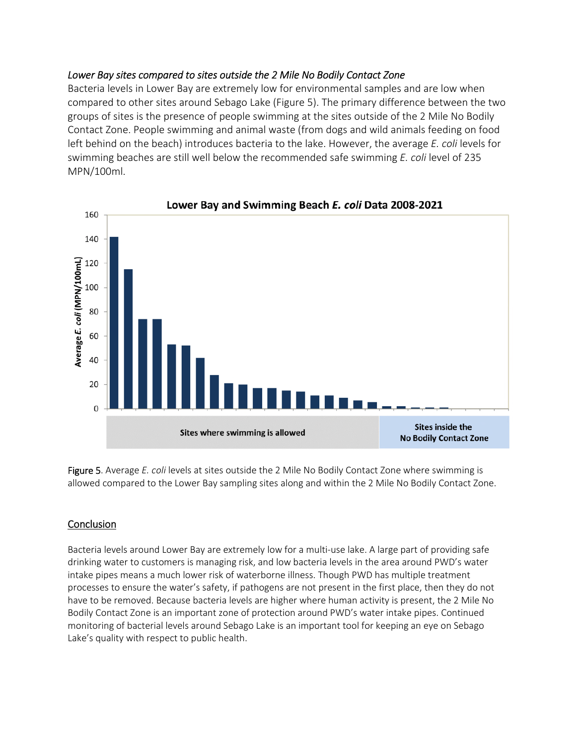*Lower Bay sites compared to sites outside the 2 Mile No Bodily Contact Zone*

Bacteria levels in Lower Bay are extremely low for environmental samples and are low when compared to other sites around Sebago Lake (Figure 5). The primary difference between the two groups of sites is the presence of people swimming at the sites outside of the 2 Mile No Bodily Contact Zone. People swimming and animal waste (from dogs and wild animals feeding on food left behind on the beach) introduces bacteria to the lake. However, the average *E. coli* levels for swimming beaches are still well below the recommended safe swimming *E. coli* level of 235 MPN/100ml.

**Lower Bay and Swimming Beach *E. coli* Data 2008-2021**

Average *E. coli* (MPN/100mL)

160
140
120
100
80
60
40
20
0

Sites where swimming is allowed

Sites inside the No Bodily Contact Zone

**Figure 5**. Average *E. coli* levels at sites outside the 2 Mile No Bodily Contact Zone where swimming is allowed compared to the Lower Bay sampling sites along and within the 2 Mile No Bodily Contact Zone.

## Conclusion

Bacteria levels around Lower Bay are extremely low for a multi-use lake. A large part of providing safe drinking water to customers is managing risk, and low bacteria levels in the area around PWD's water intake pipes means a much lower risk of waterborne illness. Though PWD has multiple treatment processes to ensure the water's safety, if pathogens are not present in the first place, then they do not have to be removed. Because bacteria levels are higher where human activity is present, the 2 Mile No Bodily Contact Zone is an important zone of protection around PWD's water intake pipes. Continued monitoring of bacterial levels around Sebago Lake is an important tool for keeping an eye on Sebago Lake's quality with respect to public health.